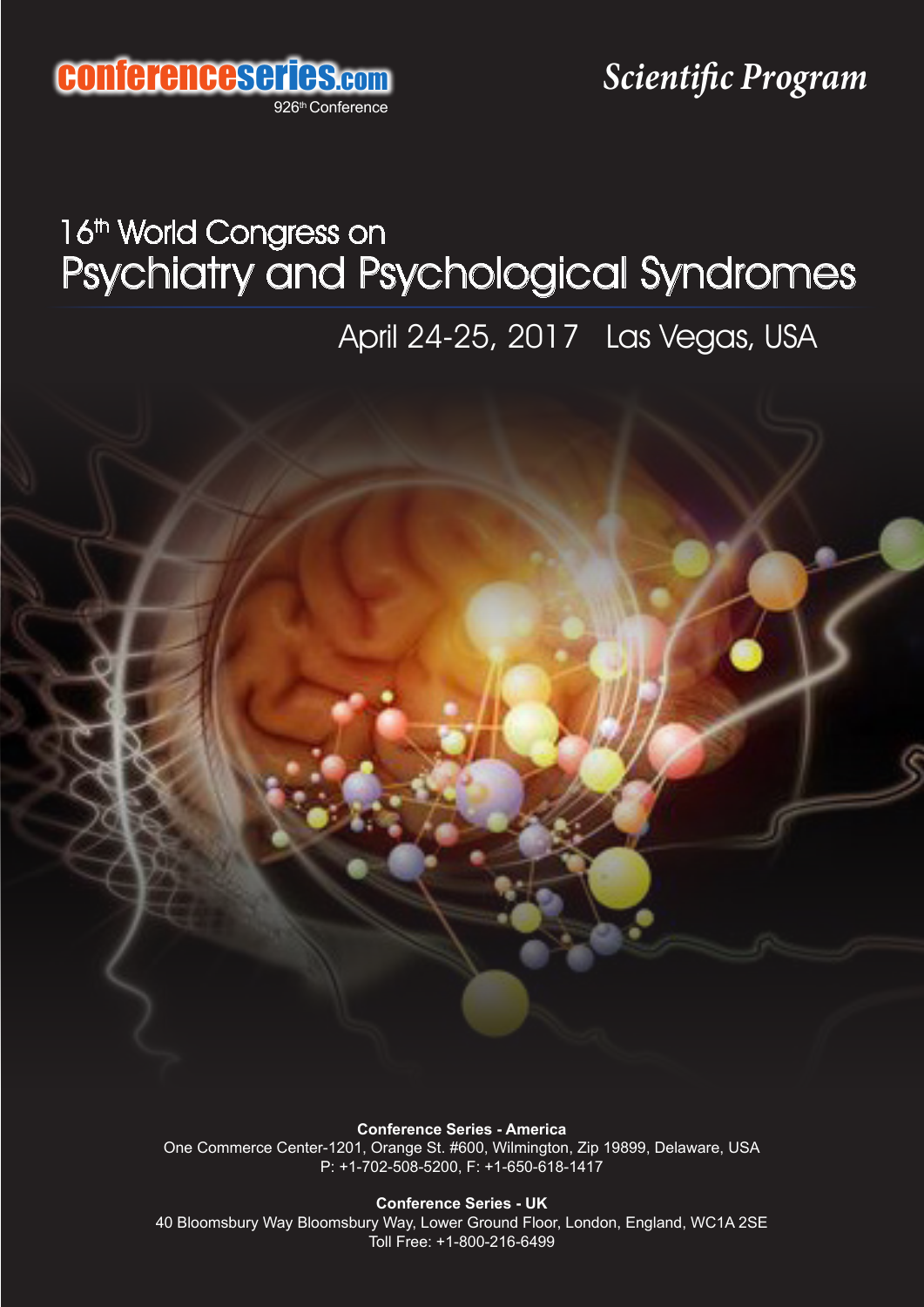conferenceseries.com

926th Conference

*Scientific Program*

# 16th World Congress on
# Psychiatry and Psychological Syndromes

April 24-25, 2017 Las Vegas, USA

**Conference Series - America**
One Commerce Center-1201, Orange St. #600, Wilmington, Zip 19899, Delaware, USA
P: +1-702-508-5200, F: +1-650-618-1417

**Conference Series - UK**
40 Bloomsbury Way Bloomsbury Way, Lower Ground Floor, London, England, WC1A 2SE
Toll Free: +1-800-216-6499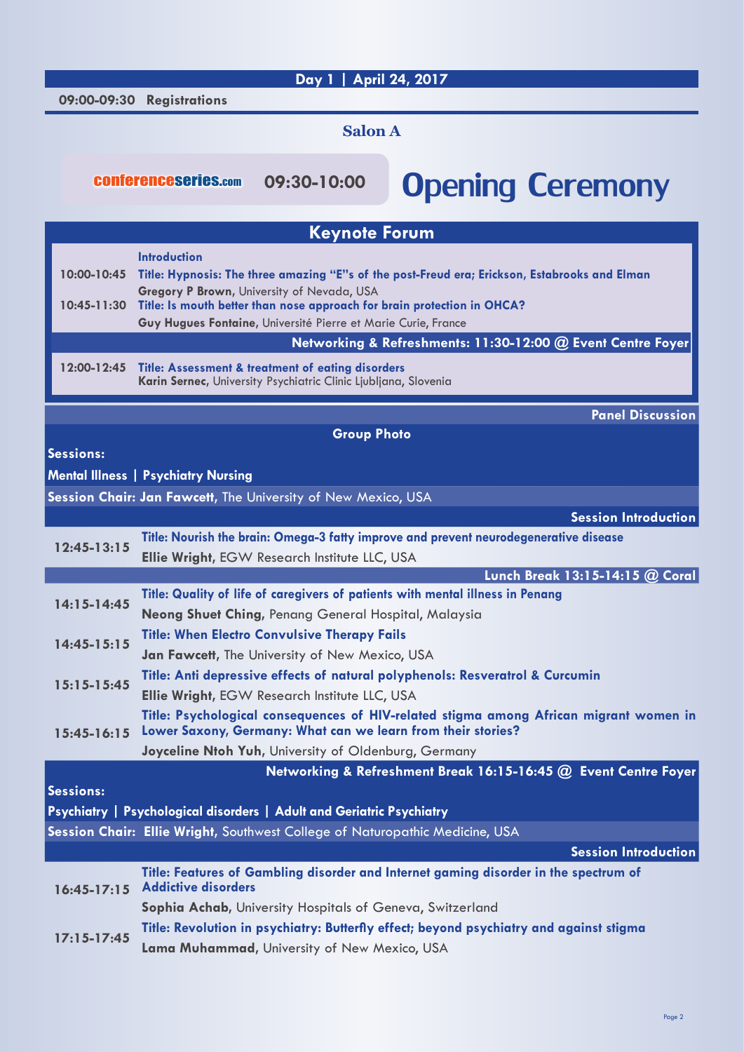## Day 1 | April 24, 2017

**09:00-09:30 Registrations**

### Salon A

conferenceseries.com **09:30-10:00** **Opening Ceremony**

## Keynote Forum

**Introduction**

**10:00-10:45** **Title: Hypnosis: The three amazing "E"s of the post-Freud era; Erickson, Estabrooks and Elman**
**Gregory P Brown**, University of Nevada, USA

**10:45-11:30** **Title: Is mouth better than nose approach for brain protection in OHCA?**
**Guy Hugues Fontaine**, Université Pierre et Marie Curie, France

**Networking & Refreshments: 11:30-12:00 @ Event Centre Foyer**

**12:00-12:45** **Title: Assessment & treatment of eating disorders**
**Karin Sernec**, University Psychiatric Clinic Ljubljana, Slovenia

**Panel Discussion**

**Group Photo**

**Sessions:**

**Mental Illness | Psychiatry Nursing**

**Session Chair: Jan Fawcett**, The University of New Mexico, USA

**Session Introduction**

**12:45-13:15** **Title: Nourish the brain: Omega-3 fatty improve and prevent neurodegenerative disease**
**Ellie Wright**, EGW Research Institute LLC, USA

**Lunch Break 13:15-14:15 @ Coral**

**14:15-14:45** **Title: Quality of life of caregivers of patients with mental illness in Penang**
**Neong Shuet Ching**, Penang General Hospital, Malaysia

**14:45-15:15** **Title: When Electro Convulsive Therapy Fails**
**Jan Fawcett**, The University of New Mexico, USA

**15:15-15:45** **Title: Anti depressive effects of natural polyphenols: Resveratrol & Curcumin**
**Ellie Wright**, EGW Research Institute LLC, USA

**15:45-16:15** **Title: Psychological consequences of HIV-related stigma among African migrant women in Lower Saxony, Germany: What can we learn from their stories?**
**Joyceline Ntoh Yuh**, University of Oldenburg, Germany

**Networking & Refreshment Break 16:15-16:45 @ Event Centre Foyer**

**Sessions:**

**Psychiatry | Psychological disorders | Adult and Geriatric Psychiatry**

**Session Chair: Ellie Wright**, Southwest College of Naturopathic Medicine, USA

**Session Introduction**

**16:45-17:15** **Title: Features of Gambling disorder and Internet gaming disorder in the spectrum of Addictive disorders**
**Sophia Achab**, University Hospitals of Geneva, Switzerland

**17:15-17:45** **Title: Revolution in psychiatry: Butterfly effect; beyond psychiatry and against stigma**
**Lama Muhammad**, University of New Mexico, USA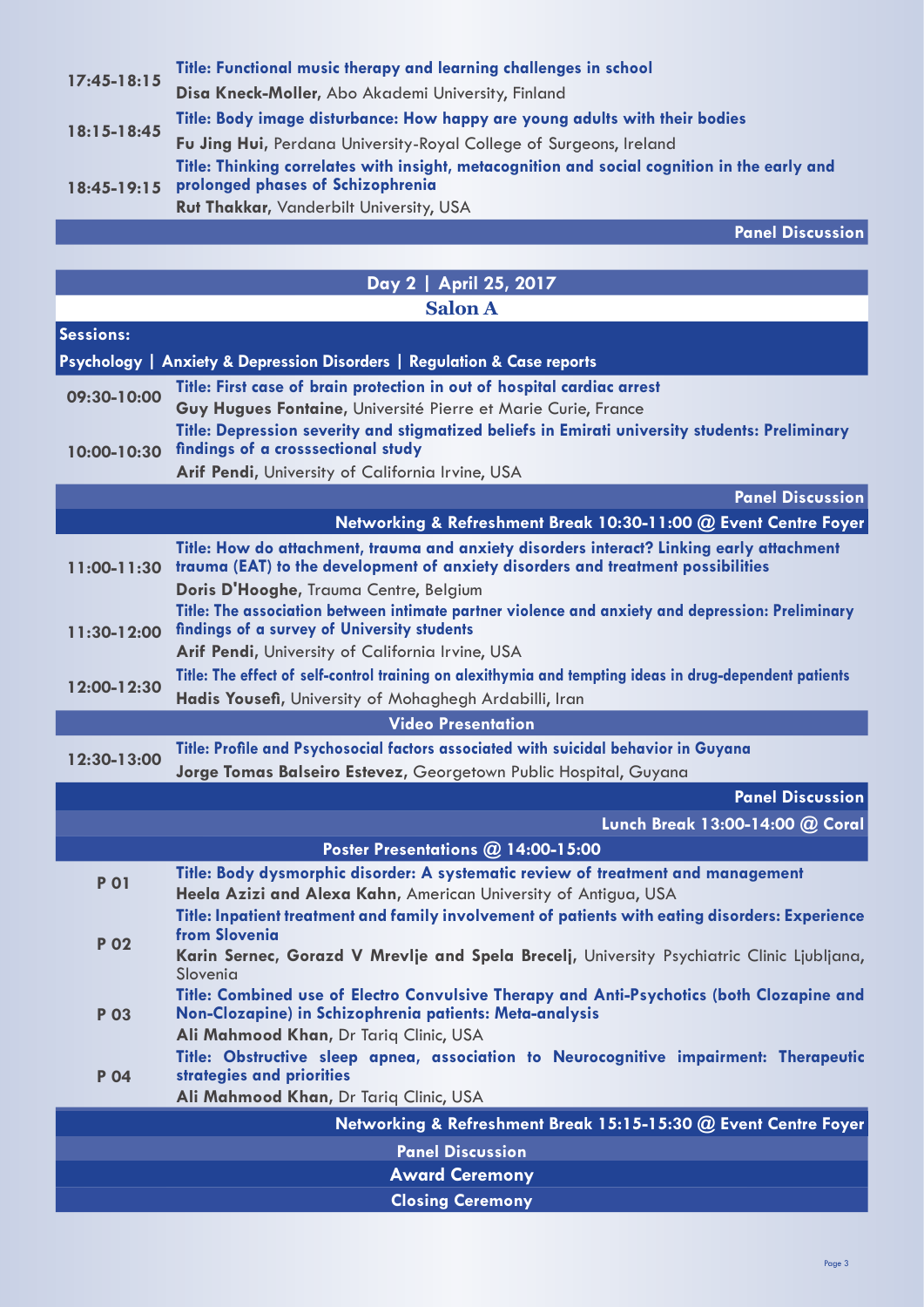| | |
|---|---|
| 17:45-18:15 | **Title: Functional music therapy and learning challenges in school**<br>**Disa Kneck-Moller,** Abo Akademi University, Finland |
| 18:15-18:45 | **Title: Body image disturbance: How happy are young adults with their bodies**<br>**Fu Jing Hui,** Perdana University-Royal College of Surgeons, Ireland |
| 18:45-19:15 | **Title: Thinking correlates with insight, metacognition and social cognition in the early and prolonged phases of Schizophrenia**<br>**Rut Thakkar,** Vanderbilt University, USA |

**Panel Discussion**

## Day 2 | April 25, 2017

### Salon A

**Sessions:**

**Psychology | Anxiety & Depression Disorders | Regulation & Case reports**

| | |
|---|---|
| 09:30-10:00 | **Title: First case of brain protection in out of hospital cardiac arrest**<br>**Guy Hugues Fontaine,** Université Pierre et Marie Curie, France |
| 10:00-10:30 | **Title: Depression severity and stigmatized beliefs in Emirati university students: Preliminary findings of a crosssectional study**<br>**Arif Pendi,** University of California Irvine, USA |

**Panel Discussion**

**Networking & Refreshment Break 10:30-11:00 @ Event Centre Foyer**

| | |
|---|---|
| 11:00-11:30 | **Title: How do attachment, trauma and anxiety disorders interact? Linking early attachment trauma (EAT) to the development of anxiety disorders and treatment possibilities**<br>**Doris D'Hooghe,** Trauma Centre, Belgium |
| 11:30-12:00 | **Title: The association between intimate partner violence and anxiety and depression: Preliminary findings of a survey of University students**<br>**Arif Pendi,** University of California Irvine, USA |
| 12:00-12:30 | **Title: The effect of self-control training on alexithymia and tempting ideas in drug-dependent patients**<br>**Hadis Yousefi,** University of Mohaghegh Ardabilli, Iran |

**Video Presentation**

| | |
|---|---|
| 12:30-13:00 | **Title: Profile and Psychosocial factors associated with suicidal behavior in Guyana**<br>**Jorge Tomas Balseiro Estevez,** Georgetown Public Hospital, Guyana |

**Panel Discussion**

**Lunch Break 13:00-14:00 @ Coral**

**Poster Presentations @ 14:00-15:00**

| | |
|---|---|
| P 01 | **Title: Body dysmorphic disorder: A systematic review of treatment and management**<br>**Heela Azizi and Alexa Kahn,** American University of Antigua, USA |
| P 02 | **Title: Inpatient treatment and family involvement of patients with eating disorders: Experience from Slovenia**<br>**Karin Sernec, Gorazd V Mrevlje and Spela Brecelj,** University Psychiatric Clinic Ljubljana, Slovenia |
| P 03 | **Title: Combined use of Electro Convulsive Therapy and Anti-Psychotics (both Clozapine and Non-Clozapine) in Schizophrenia patients: Meta-analysis**<br>**Ali Mahmood Khan,** Dr Tariq Clinic, USA |
| P 04 | **Title: Obstructive sleep apnea, association to Neurocognitive impairment: Therapeutic strategies and priorities**<br>**Ali Mahmood Khan,** Dr Tariq Clinic, USA |

**Networking & Refreshment Break 15:15-15:30 @ Event Centre Foyer**

**Panel Discussion**

**Award Ceremony**

**Closing Ceremony**